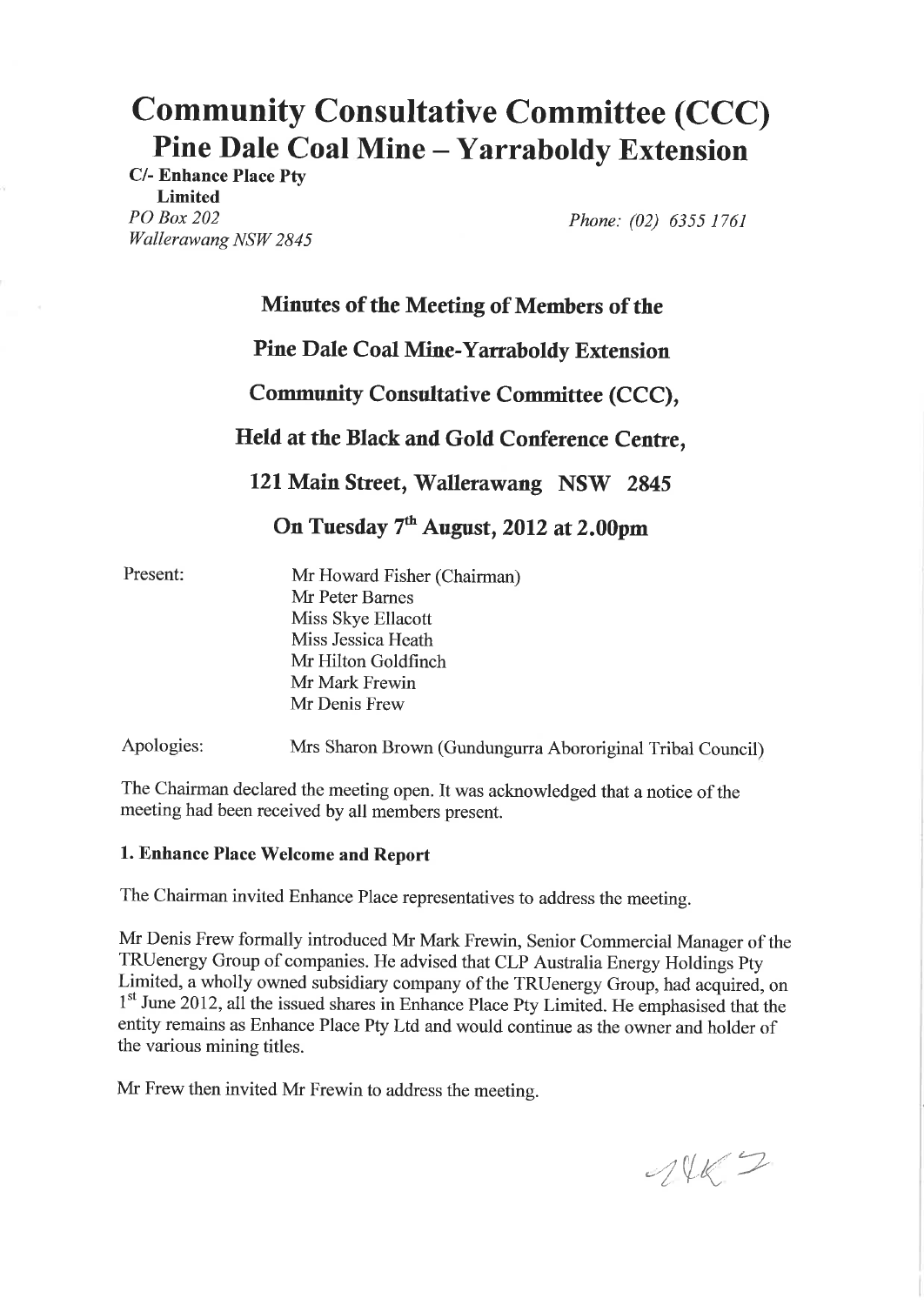# Community Consultative Committee (CCC)
## Pine Dale Coal Mine – Yarraboldy Extension

**C/- Enhance Place Pty Limited**
*PO Box 202*
*Wallerawang NSW 2845*

*Phone: (02) 6355 1761*

### Minutes of the Meeting of Members of the Pine Dale Coal Mine-Yarraboldy Extension Community Consultative Committee (CCC), Held at the Black and Gold Conference Centre, 121 Main Street, Wallerawang NSW 2845 On Tuesday 7th August, 2012 at 2.00pm

Present:
Mr Howard Fisher (Chairman)
Mr Peter Barnes
Miss Skye Ellacott
Miss Jessica Heath
Mr Hilton Goldfinch
Mr Mark Frewin
Mr Denis Frew

Apologies: Mrs Sharon Brown (Gundungurra Abororiginal Tribal Council)

The Chairman declared the meeting open. It was acknowledged that a notice of the meeting had been received by all members present.

**1. Enhance Place Welcome and Report**

The Chairman invited Enhance Place representatives to address the meeting.

Mr Denis Frew formally introduced Mr Mark Frewin, Senior Commercial Manager of the TRUenergy Group of companies. He advised that CLP Australia Energy Holdings Pty Limited, a wholly owned subsidiary company of the TRUenergy Group, had acquired, on 1st June 2012, all the issued shares in Enhance Place Pty Limited. He emphasised that the entity remains as Enhance Place Pty Ltd and would continue as the owner and holder of the various mining titles.

Mr Frew then invited Mr Frewin to address the meeting.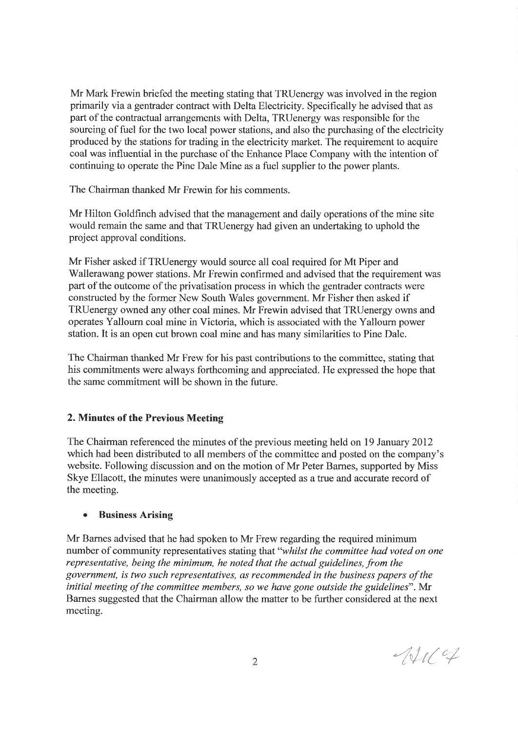Mr Mark Frewin briefed the meeting stating that TRUenergy was involved in the region primarily via a gentrader contract with Delta Electricity. Specifically he advised that as part of the contractual arrangements with Delta, TRUenergy was responsible for the sourcing of fuel for the two local power stations, and also the purchasing of the electricity produced by the stations for trading in the electricity market. The requirement to acquire coal was influential in the purchase of the Enhance Place Company with the intention of continuing to operate the Pine Dale Mine as a fuel supplier to the power plants.

The Chairman thanked Mr Frewin for his comments.

Mr Hilton Goldfinch advised that the management and daily operations of the mine site would remain the same and that TRUenergy had given an undertaking to uphold the project approval conditions.

Mr Fisher asked if TRUenergy would source all coal required for Mt Piper and Wallerawang power stations. Mr Frewin confirmed and advised that the requirement was part of the outcome of the privatisation process in which the gentrader contracts were constructed by the former New South Wales government. Mr Fisher then asked if TRUenergy owned any other coal mines. Mr Frewin advised that TRUenergy owns and operates Yallourn coal mine in Victoria, which is associated with the Yallourn power station. It is an open cut brown coal mine and has many similarities to Pine Dale.

The Chairman thanked Mr Frew for his past contributions to the committee, stating that his commitments were always forthcoming and appreciated. He expressed the hope that the same commitment will be shown in the future.

## 2. Minutes of the Previous Meeting

The Chairman referenced the minutes of the previous meeting held on 19 January 2012 which had been distributed to all members of the committee and posted on the company's website. Following discussion and on the motion of Mr Peter Barnes, supported by Miss Skye Ellacott, the minutes were unanimously accepted as a true and accurate record of the meeting.

- **Business Arising**

Mr Barnes advised that he had spoken to Mr Frew regarding the required minimum number of community representatives stating that "*whilst the committee had voted on one representative, being the minimum, he noted that the actual guidelines, from the government, is two such representatives, as recommended in the business papers of the initial meeting of the committee members, so we have gone outside the guidelines*". Mr Barnes suggested that the Chairman allow the matter to be further considered at the next meeting.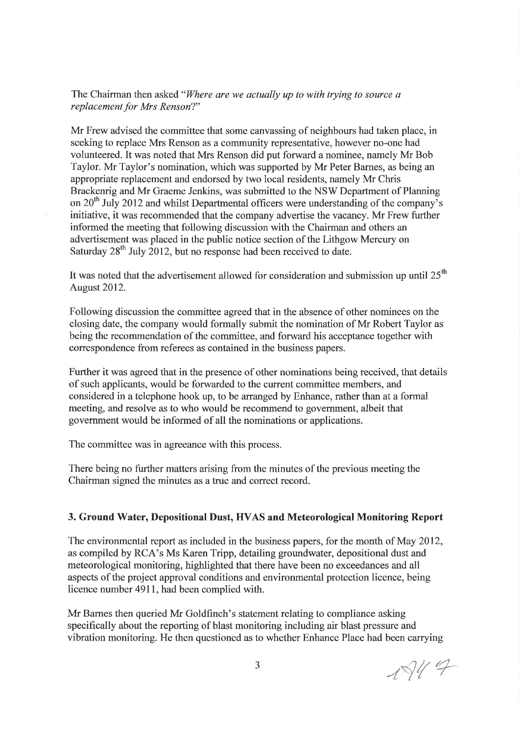The Chairman then asked "*Where are we actually up to with trying to source a replacement for Mrs Renson?*"

Mr Frew advised the committee that some canvassing of neighbours had taken place, in seeking to replace Mrs Renson as a community representative, however no-one had volunteered. It was noted that Mrs Renson did put forward a nominee, namely Mr Bob Taylor. Mr Taylor's nomination, which was supported by Mr Peter Barnes, as being an appropriate replacement and endorsed by two local residents, namely Mr Chris Brackenrig and Mr Graeme Jenkins, was submitted to the NSW Department of Planning on 20th July 2012 and whilst Departmental officers were understanding of the company's initiative, it was recommended that the company advertise the vacancy. Mr Frew further informed the meeting that following discussion with the Chairman and others an advertisement was placed in the public notice section of the Lithgow Mercury on Saturday 28th July 2012, but no response had been received to date.

It was noted that the advertisement allowed for consideration and submission up until 25th August 2012.

Following discussion the committee agreed that in the absence of other nominees on the closing date, the company would formally submit the nomination of Mr Robert Taylor as being the recommendation of the committee, and forward his acceptance together with correspondence from referees as contained in the business papers.

Further it was agreed that in the presence of other nominations being received, that details of such applicants, would be forwarded to the current committee members, and considered in a telephone hook up, to be arranged by Enhance, rather than at a formal meeting, and resolve as to who would be recommend to government, albeit that government would be informed of all the nominations or applications.

The committee was in agreeance with this process.

There being no further matters arising from the minutes of the previous meeting the Chairman signed the minutes as a true and correct record.

### 3. Ground Water, Depositional Dust, HVAS and Meteorological Monitoring Report

The environmental report as included in the business papers, for the month of May 2012, as compiled by RCA's Ms Karen Tripp, detailing groundwater, depositional dust and meteorological monitoring, highlighted that there have been no exceedances and all aspects of the project approval conditions and environmental protection licence, being licence number 4911, had been complied with.

Mr Barnes then queried Mr Goldfinch's statement relating to compliance asking specifically about the reporting of blast monitoring including air blast pressure and vibration monitoring. He then questioned as to whether Enhance Place had been carrying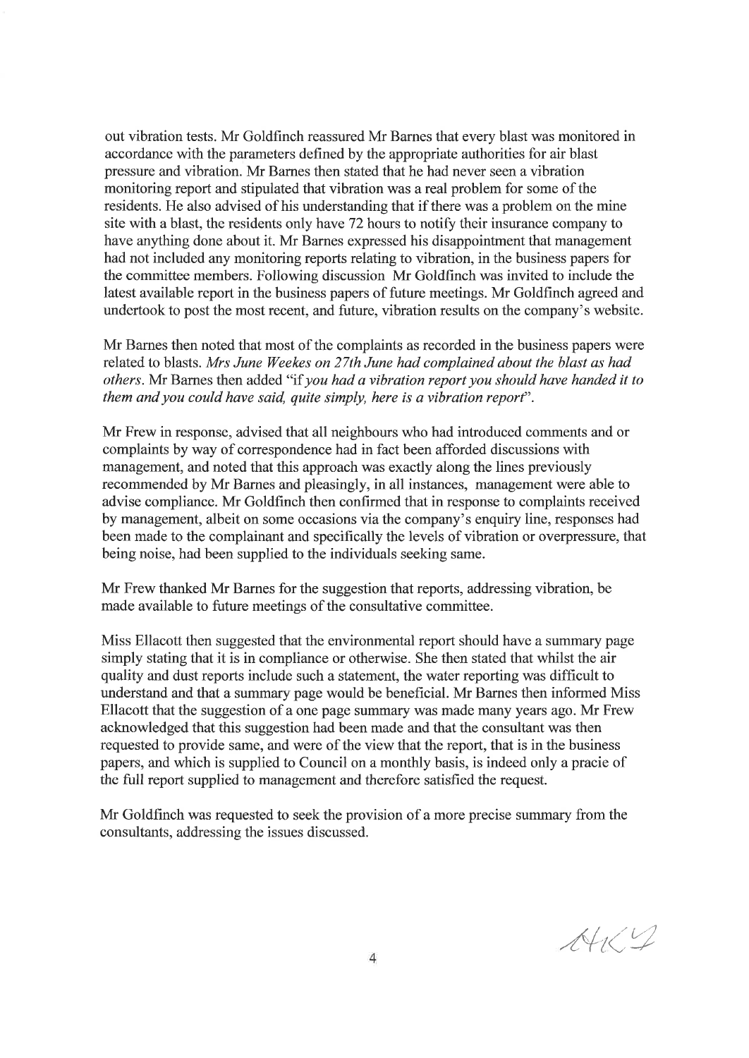out vibration tests. Mr Goldfinch reassured Mr Barnes that every blast was monitored in accordance with the parameters defined by the appropriate authorities for air blast pressure and vibration. Mr Barnes then stated that he had never seen a vibration monitoring report and stipulated that vibration was a real problem for some of the residents. He also advised of his understanding that if there was a problem on the mine site with a blast, the residents only have 72 hours to notify their insurance company to have anything done about it. Mr Barnes expressed his disappointment that management had not included any monitoring reports relating to vibration, in the business papers for the committee members. Following discussion Mr Goldfinch was invited to include the latest available report in the business papers of future meetings. Mr Goldfinch agreed and undertook to post the most recent, and future, vibration results on the company's website.

Mr Barnes then noted that most of the complaints as recorded in the business papers were related to blasts. *Mrs June Weekes on 27th June had complained about the blast as had others.* Mr Barnes then added "*if you had a vibration report you should have handed it to them and you could have said, quite simply, here is a vibration report*".

Mr Frew in response, advised that all neighbours who had introduced comments and or complaints by way of correspondence had in fact been afforded discussions with management, and noted that this approach was exactly along the lines previously recommended by Mr Barnes and pleasingly, in all instances, management were able to advise compliance. Mr Goldfinch then confirmed that in response to complaints received by management, albeit on some occasions via the company's enquiry line, responses had been made to the complainant and specifically the levels of vibration or overpressure, that being noise, had been supplied to the individuals seeking same.

Mr Frew thanked Mr Barnes for the suggestion that reports, addressing vibration, be made available to future meetings of the consultative committee.

Miss Ellacott then suggested that the environmental report should have a summary page simply stating that it is in compliance or otherwise. She then stated that whilst the air quality and dust reports include such a statement, the water reporting was difficult to understand and that a summary page would be beneficial. Mr Barnes then informed Miss Ellacott that the suggestion of a one page summary was made many years ago. Mr Frew acknowledged that this suggestion had been made and that the consultant was then requested to provide same, and were of the view that the report, that is in the business papers, and which is supplied to Council on a monthly basis, is indeed only a pracie of the full report supplied to management and therefore satisfied the request.

Mr Goldfinch was requested to seek the provision of a more precise summary from the consultants, addressing the issues discussed.

AKY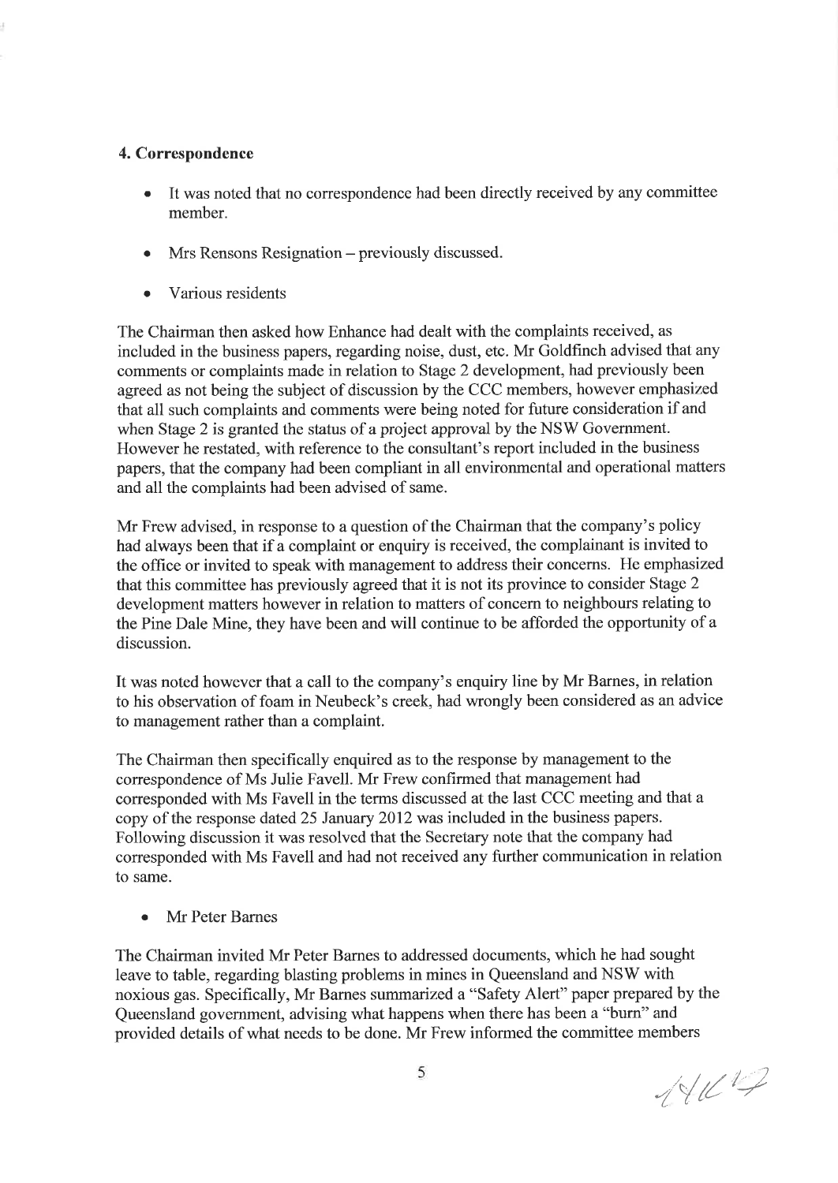### 4. Correspondence

- It was noted that no correspondence had been directly received by any committee member.
- Mrs Rensons Resignation – previously discussed.
- Various residents

The Chairman then asked how Enhance had dealt with the complaints received, as included in the business papers, regarding noise, dust, etc. Mr Goldfinch advised that any comments or complaints made in relation to Stage 2 development, had previously been agreed as not being the subject of discussion by the CCC members, however emphasized that all such complaints and comments were being noted for future consideration if and when Stage 2 is granted the status of a project approval by the NSW Government. However he restated, with reference to the consultant's report included in the business papers, that the company had been compliant in all environmental and operational matters and all the complaints had been advised of same.

Mr Frew advised, in response to a question of the Chairman that the company's policy had always been that if a complaint or enquiry is received, the complainant is invited to the office or invited to speak with management to address their concerns. He emphasized that this committee has previously agreed that it is not its province to consider Stage 2 development matters however in relation to matters of concern to neighbours relating to the Pine Dale Mine, they have been and will continue to be afforded the opportunity of a discussion.

It was noted however that a call to the company's enquiry line by Mr Barnes, in relation to his observation of foam in Neubeck's creek, had wrongly been considered as an advice to management rather than a complaint.

The Chairman then specifically enquired as to the response by management to the correspondence of Ms Julie Favell. Mr Frew confirmed that management had corresponded with Ms Favell in the terms discussed at the last CCC meeting and that a copy of the response dated 25 January 2012 was included in the business papers. Following discussion it was resolved that the Secretary note that the company had corresponded with Ms Favell and had not received any further communication in relation to same.

- Mr Peter Barnes

The Chairman invited Mr Peter Barnes to addressed documents, which he had sought leave to table, regarding blasting problems in mines in Queensland and NSW with noxious gas. Specifically, Mr Barnes summarized a "Safety Alert" paper prepared by the Queensland government, advising what happens when there has been a "burn" and provided details of what needs to be done. Mr Frew informed the committee members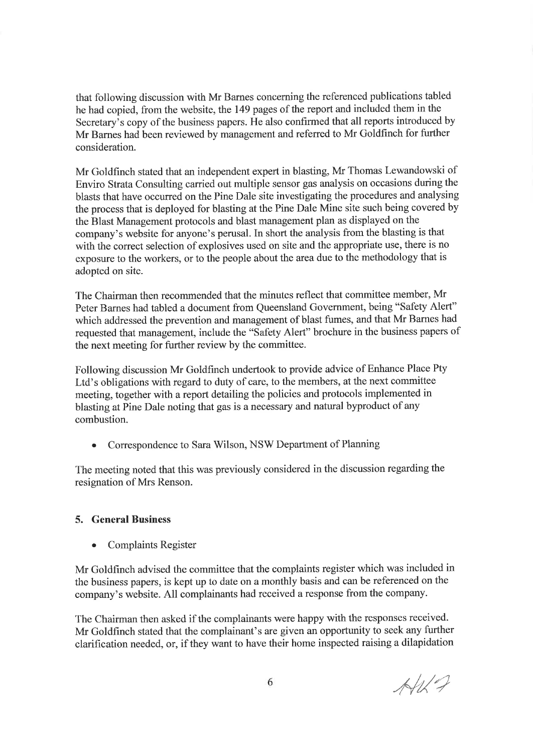that following discussion with Mr Barnes concerning the referenced publications tabled he had copied, from the website, the 149 pages of the report and included them in the Secretary's copy of the business papers. He also confirmed that all reports introduced by Mr Barnes had been reviewed by management and referred to Mr Goldfinch for further consideration.

Mr Goldfinch stated that an independent expert in blasting, Mr Thomas Lewandowski of Enviro Strata Consulting carried out multiple sensor gas analysis on occasions during the blasts that have occurred on the Pine Dale site investigating the procedures and analysing the process that is deployed for blasting at the Pine Dale Mine site such being covered by the Blast Management protocols and blast management plan as displayed on the company's website for anyone's perusal. In short the analysis from the blasting is that with the correct selection of explosives used on site and the appropriate use, there is no exposure to the workers, or to the people about the area due to the methodology that is adopted on site.

The Chairman then recommended that the minutes reflect that committee member, Mr Peter Barnes had tabled a document from Queensland Government, being "Safety Alert" which addressed the prevention and management of blast fumes, and that Mr Barnes had requested that management, include the "Safety Alert" brochure in the business papers of the next meeting for further review by the committee.

Following discussion Mr Goldfinch undertook to provide advice of Enhance Place Pty Ltd's obligations with regard to duty of care, to the members, at the next committee meeting, together with a report detailing the policies and protocols implemented in blasting at Pine Dale noting that gas is a necessary and natural byproduct of any combustion.

- Correspondence to Sara Wilson, NSW Department of Planning

The meeting noted that this was previously considered in the discussion regarding the resignation of Mrs Renson.

## 5. General Business

- Complaints Register

Mr Goldfinch advised the committee that the complaints register which was included in the business papers, is kept up to date on a monthly basis and can be referenced on the company's website. All complainants had received a response from the company.

The Chairman then asked if the complainants were happy with the responses received. Mr Goldfinch stated that the complainant's are given an opportunity to seek any further clarification needed, or, if they want to have their home inspected raising a dilapidation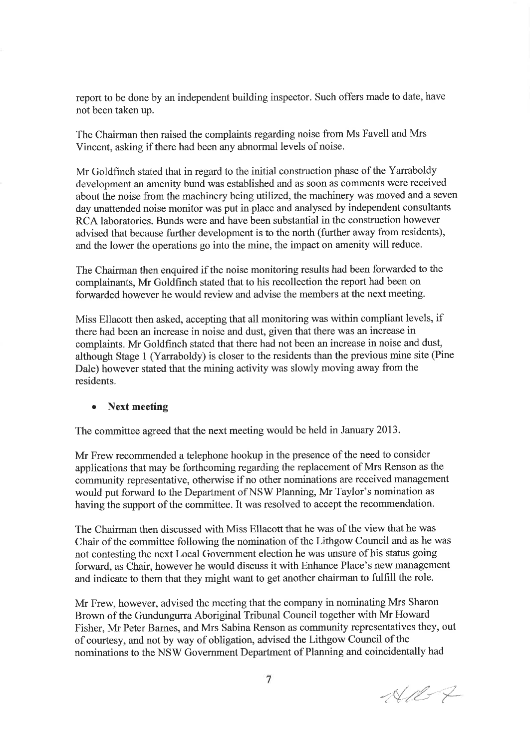report to be done by an independent building inspector. Such offers made to date, have not been taken up.

The Chairman then raised the complaints regarding noise from Ms Favell and Mrs Vincent, asking if there had been any abnormal levels of noise.

Mr Goldfinch stated that in regard to the initial construction phase of the Yarraboldy development an amenity bund was established and as soon as comments were received about the noise from the machinery being utilized, the machinery was moved and a seven day unattended noise monitor was put in place and analysed by independent consultants RCA laboratories. Bunds were and have been substantial in the construction however advised that because further development is to the north (further away from residents), and the lower the operations go into the mine, the impact on amenity will reduce.

The Chairman then enquired if the noise monitoring results had been forwarded to the complainants, Mr Goldfinch stated that to his recollection the report had been on forwarded however he would review and advise the members at the next meeting.

Miss Ellacott then asked, accepting that all monitoring was within compliant levels, if there had been an increase in noise and dust, given that there was an increase in complaints. Mr Goldfinch stated that there had not been an increase in noise and dust, although Stage 1 (Yarraboldy) is closer to the residents than the previous mine site (Pine Dale) however stated that the mining activity was slowly moving away from the residents.

- **Next meeting**

The committee agreed that the next meeting would be held in January 2013.

Mr Frew recommended a telephone hookup in the presence of the need to consider applications that may be forthcoming regarding the replacement of Mrs Renson as the community representative, otherwise if no other nominations are received management would put forward to the Department of NSW Planning, Mr Taylor's nomination as having the support of the committee. It was resolved to accept the recommendation.

The Chairman then discussed with Miss Ellacott that he was of the view that he was Chair of the committee following the nomination of the Lithgow Council and as he was not contesting the next Local Government election he was unsure of his status going forward, as Chair, however he would discuss it with Enhance Place's new management and indicate to them that they might want to get another chairman to fulfill the role.

Mr Frew, however, advised the meeting that the company in nominating Mrs Sharon Brown of the Gundungurra Aboriginal Tribunal Council together with Mr Howard Fisher, Mr Peter Barnes, and Mrs Sabina Renson as community representatives they, out of courtesy, and not by way of obligation, advised the Lithgow Council of the nominations to the NSW Government Department of Planning and coincidentally had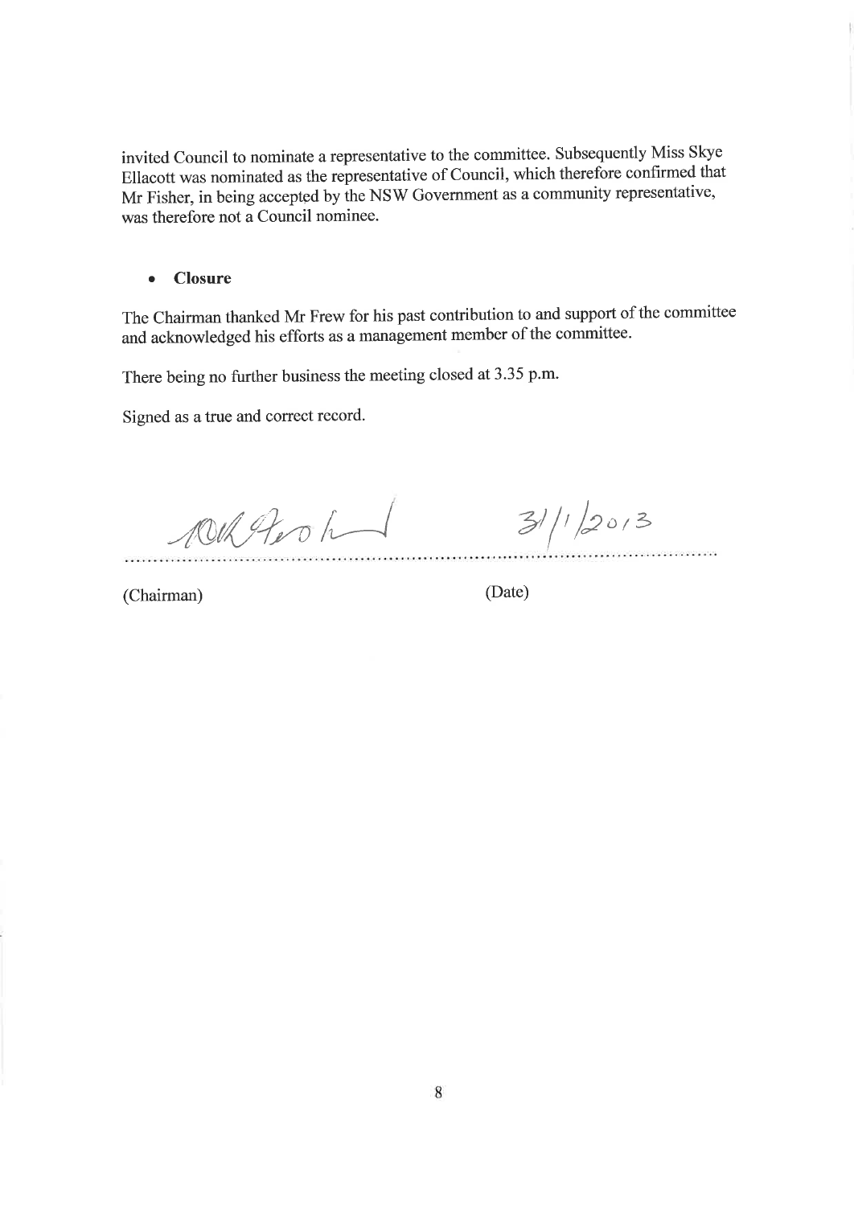invited Council to nominate a representative to the committee. Subsequently Miss Skye Ellacott was nominated as the representative of Council, which therefore confirmed that Mr Fisher, in being accepted by the NSW Government as a community representative, was therefore not a Council nominee.

- **Closure**

The Chairman thanked Mr Frew for his past contribution to and support of the committee and acknowledged his efforts as a management member of the committee.

There being no further business the meeting closed at 3.35 p.m.

Signed as a true and correct record.

31/1/2013

..............................................................................................................

(Chairman) (Date)